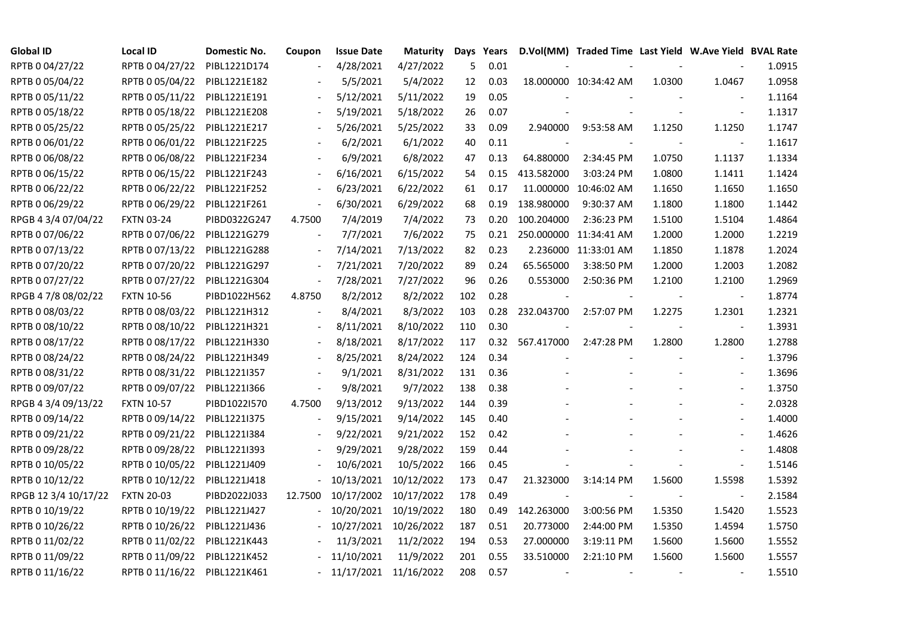| Global ID | Local ID | Domestic No. | Coupon | Issue Date | Maturity | Days | Years | D.Vol(MM) | Traded Time | Last Yield | W.Ave Yield | BVAL Rate |
|---|---|---|---|---|---|---|---|---|---|---|---|---|
| RPTB 0 04/27/22 | RPTB 0 04/27/22 | PIBL1221D174 | - | 4/28/2021 | 4/27/2022 | 5 | 0.01 | - | - | - | - | 1.0915 |
| RPTB 0 05/04/22 | RPTB 0 05/04/22 | PIBL1221E182 | - | 5/5/2021 | 5/4/2022 | 12 | 0.03 | 18.000000 | 10:34:42 AM | 1.0300 | 1.0467 | 1.0958 |
| RPTB 0 05/11/22 | RPTB 0 05/11/22 | PIBL1221E191 | - | 5/12/2021 | 5/11/2022 | 19 | 0.05 | - | - | - | - | 1.1164 |
| RPTB 0 05/18/22 | RPTB 0 05/18/22 | PIBL1221E208 | - | 5/19/2021 | 5/18/2022 | 26 | 0.07 | - | - | - | - | 1.1317 |
| RPTB 0 05/25/22 | RPTB 0 05/25/22 | PIBL1221E217 | - | 5/26/2021 | 5/25/2022 | 33 | 0.09 | 2.940000 | 9:53:58 AM | 1.1250 | 1.1250 | 1.1747 |
| RPTB 0 06/01/22 | RPTB 0 06/01/22 | PIBL1221F225 | - | 6/2/2021 | 6/1/2022 | 40 | 0.11 | - | - | - | - | 1.1617 |
| RPTB 0 06/08/22 | RPTB 0 06/08/22 | PIBL1221F234 | - | 6/9/2021 | 6/8/2022 | 47 | 0.13 | 64.880000 | 2:34:45 PM | 1.0750 | 1.1137 | 1.1334 |
| RPTB 0 06/15/22 | RPTB 0 06/15/22 | PIBL1221F243 | - | 6/16/2021 | 6/15/2022 | 54 | 0.15 | 413.582000 | 3:03:24 PM | 1.0800 | 1.1411 | 1.1424 |
| RPTB 0 06/22/22 | RPTB 0 06/22/22 | PIBL1221F252 | - | 6/23/2021 | 6/22/2022 | 61 | 0.17 | 11.000000 | 10:46:02 AM | 1.1650 | 1.1650 | 1.1650 |
| RPTB 0 06/29/22 | RPTB 0 06/29/22 | PIBL1221F261 | - | 6/30/2021 | 6/29/2022 | 68 | 0.19 | 138.980000 | 9:30:37 AM | 1.1800 | 1.1800 | 1.1442 |
| RPGB 4 3/4 07/04/22 | FXTN 03-24 | PIBD0322G247 | 4.7500 | 7/4/2019 | 7/4/2022 | 73 | 0.20 | 100.204000 | 2:36:23 PM | 1.5100 | 1.5104 | 1.4864 |
| RPTB 0 07/06/22 | RPTB 0 07/06/22 | PIBL1221G279 | - | 7/7/2021 | 7/6/2022 | 75 | 0.21 | 250.000000 | 11:34:41 AM | 1.2000 | 1.2000 | 1.2219 |
| RPTB 0 07/13/22 | RPTB 0 07/13/22 | PIBL1221G288 | - | 7/14/2021 | 7/13/2022 | 82 | 0.23 | 2.236000 | 11:33:01 AM | 1.1850 | 1.1878 | 1.2024 |
| RPTB 0 07/20/22 | RPTB 0 07/20/22 | PIBL1221G297 | - | 7/21/2021 | 7/20/2022 | 89 | 0.24 | 65.565000 | 3:38:50 PM | 1.2000 | 1.2003 | 1.2082 |
| RPTB 0 07/27/22 | RPTB 0 07/27/22 | PIBL1221G304 | - | 7/28/2021 | 7/27/2022 | 96 | 0.26 | 0.553000 | 2:50:36 PM | 1.2100 | 1.2100 | 1.2969 |
| RPGB 4 7/8 08/02/22 | FXTN 10-56 | PIBD1022H562 | 4.8750 | 8/2/2012 | 8/2/2022 | 102 | 0.28 | - | - | - | - | 1.8774 |
| RPTB 0 08/03/22 | RPTB 0 08/03/22 | PIBL1221H312 | - | 8/4/2021 | 8/3/2022 | 103 | 0.28 | 232.043700 | 2:57:07 PM | 1.2275 | 1.2301 | 1.2321 |
| RPTB 0 08/10/22 | RPTB 0 08/10/22 | PIBL1221H321 | - | 8/11/2021 | 8/10/2022 | 110 | 0.30 | - | - | - | - | 1.3931 |
| RPTB 0 08/17/22 | RPTB 0 08/17/22 | PIBL1221H330 | - | 8/18/2021 | 8/17/2022 | 117 | 0.32 | 567.417000 | 2:47:28 PM | 1.2800 | 1.2800 | 1.2788 |
| RPTB 0 08/24/22 | RPTB 0 08/24/22 | PIBL1221H349 | - | 8/25/2021 | 8/24/2022 | 124 | 0.34 | - | - | - | - | 1.3796 |
| RPTB 0 08/31/22 | RPTB 0 08/31/22 | PIBL1221I357 | - | 9/1/2021 | 8/31/2022 | 131 | 0.36 | - | - | - | - | 1.3696 |
| RPTB 0 09/07/22 | RPTB 0 09/07/22 | PIBL1221I366 | - | 9/8/2021 | 9/7/2022 | 138 | 0.38 | - | - | - | - | 1.3750 |
| RPGB 4 3/4 09/13/22 | FXTN 10-57 | PIBD1022I570 | 4.7500 | 9/13/2012 | 9/13/2022 | 144 | 0.39 | - | - | - | - | 2.0328 |
| RPTB 0 09/14/22 | RPTB 0 09/14/22 | PIBL1221I375 | - | 9/15/2021 | 9/14/2022 | 145 | 0.40 | - | - | - | - | 1.4000 |
| RPTB 0 09/21/22 | RPTB 0 09/21/22 | PIBL1221I384 | - | 9/22/2021 | 9/21/2022 | 152 | 0.42 | - | - | - | - | 1.4626 |
| RPTB 0 09/28/22 | RPTB 0 09/28/22 | PIBL1221I393 | - | 9/29/2021 | 9/28/2022 | 159 | 0.44 | - | - | - | - | 1.4808 |
| RPTB 0 10/05/22 | RPTB 0 10/05/22 | PIBL1221J409 | - | 10/6/2021 | 10/5/2022 | 166 | 0.45 | - | - | - | - | 1.5146 |
| RPTB 0 10/12/22 | RPTB 0 10/12/22 | PIBL1221J418 | - | 10/13/2021 | 10/12/2022 | 173 | 0.47 | 21.323000 | 3:14:14 PM | 1.5600 | 1.5598 | 1.5392 |
| RPGB 12 3/4 10/17/22 | FXTN 20-03 | PIBD2022J033 | 12.7500 | 10/17/2002 | 10/17/2022 | 178 | 0.49 | - | - | - | - | 2.1584 |
| RPTB 0 10/19/22 | RPTB 0 10/19/22 | PIBL1221J427 | - | 10/20/2021 | 10/19/2022 | 180 | 0.49 | 142.263000 | 3:00:56 PM | 1.5350 | 1.5420 | 1.5523 |
| RPTB 0 10/26/22 | RPTB 0 10/26/22 | PIBL1221J436 | - | 10/27/2021 | 10/26/2022 | 187 | 0.51 | 20.773000 | 2:44:00 PM | 1.5350 | 1.4594 | 1.5750 |
| RPTB 0 11/02/22 | RPTB 0 11/02/22 | PIBL1221K443 | - | 11/3/2021 | 11/2/2022 | 194 | 0.53 | 27.000000 | 3:19:11 PM | 1.5600 | 1.5600 | 1.5552 |
| RPTB 0 11/09/22 | RPTB 0 11/09/22 | PIBL1221K452 | - | 11/10/2021 | 11/9/2022 | 201 | 0.55 | 33.510000 | 2:21:10 PM | 1.5600 | 1.5600 | 1.5557 |
| RPTB 0 11/16/22 | RPTB 0 11/16/22 | PIBL1221K461 | - | 11/17/2021 | 11/16/2022 | 208 | 0.57 | - | - | - | - | 1.5510 |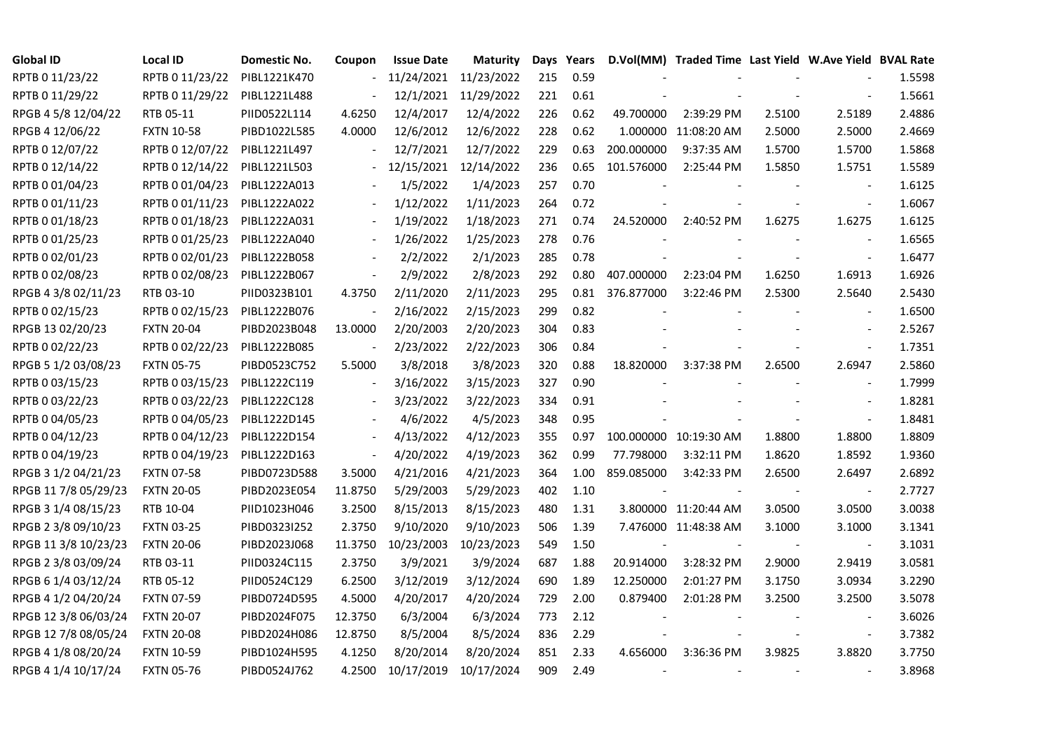| Global ID | Local ID | Domestic No. | Coupon | Issue Date | Maturity | Days | Years | D.Vol(MM) | Traded Time | Last Yield | W.Ave Yield | BVAL Rate |
|---|---|---|---|---|---|---|---|---|---|---|---|---|
| RPTB 0 11/23/22 | RPTB 0 11/23/22 | PIBL1221K470 | - | 11/24/2021 | 11/23/2022 | 215 | 0.59 | - | - | - | - | 1.5598 |
| RPTB 0 11/29/22 | RPTB 0 11/29/22 | PIBL1221L488 | - | 12/1/2021 | 11/29/2022 | 221 | 0.61 | - | - | - | - | 1.5661 |
| RPGB 4 5/8 12/04/22 | RTB 05-11 | PIID0522L114 | 4.6250 | 12/4/2017 | 12/4/2022 | 226 | 0.62 | 49.700000 | 2:39:29 PM | 2.5100 | 2.5189 | 2.4886 |
| RPGB 4 12/06/22 | FXTN 10-58 | PIBD1022L585 | 4.0000 | 12/6/2012 | 12/6/2022 | 228 | 0.62 | 1.000000 | 11:08:20 AM | 2.5000 | 2.5000 | 2.4669 |
| RPTB 0 12/07/22 | RPTB 0 12/07/22 | PIBL1221L497 | - | 12/7/2021 | 12/7/2022 | 229 | 0.63 | 200.000000 | 9:37:35 AM | 1.5700 | 1.5700 | 1.5868 |
| RPTB 0 12/14/22 | RPTB 0 12/14/22 | PIBL1221L503 | - | 12/15/2021 | 12/14/2022 | 236 | 0.65 | 101.576000 | 2:25:44 PM | 1.5850 | 1.5751 | 1.5589 |
| RPTB 0 01/04/23 | RPTB 0 01/04/23 | PIBL1222A013 | - | 1/5/2022 | 1/4/2023 | 257 | 0.70 | - | - | - | - | 1.6125 |
| RPTB 0 01/11/23 | RPTB 0 01/11/23 | PIBL1222A022 | - | 1/12/2022 | 1/11/2023 | 264 | 0.72 | - | - | - | - | 1.6067 |
| RPTB 0 01/18/23 | RPTB 0 01/18/23 | PIBL1222A031 | - | 1/19/2022 | 1/18/2023 | 271 | 0.74 | 24.520000 | 2:40:52 PM | 1.6275 | 1.6275 | 1.6125 |
| RPTB 0 01/25/23 | RPTB 0 01/25/23 | PIBL1222A040 | - | 1/26/2022 | 1/25/2023 | 278 | 0.76 | - | - | - | - | 1.6565 |
| RPTB 0 02/01/23 | RPTB 0 02/01/23 | PIBL1222B058 | - | 2/2/2022 | 2/1/2023 | 285 | 0.78 | - | - | - | - | 1.6477 |
| RPTB 0 02/08/23 | RPTB 0 02/08/23 | PIBL1222B067 | - | 2/9/2022 | 2/8/2023 | 292 | 0.80 | 407.000000 | 2:23:04 PM | 1.6250 | 1.6913 | 1.6926 |
| RPGB 4 3/8 02/11/23 | RTB 03-10 | PIID0323B101 | 4.3750 | 2/11/2020 | 2/11/2023 | 295 | 0.81 | 376.877000 | 3:22:46 PM | 2.5300 | 2.5640 | 2.5430 |
| RPTB 0 02/15/23 | RPTB 0 02/15/23 | PIBL1222B076 | - | 2/16/2022 | 2/15/2023 | 299 | 0.82 | - | - | - | - | 1.6500 |
| RPGB 13 02/20/23 | FXTN 20-04 | PIBD2023B048 | 13.0000 | 2/20/2003 | 2/20/2023 | 304 | 0.83 | - | - | - | - | 2.5267 |
| RPTB 0 02/22/23 | RPTB 0 02/22/23 | PIBL1222B085 | - | 2/23/2022 | 2/22/2023 | 306 | 0.84 | - | - | - | - | 1.7351 |
| RPGB 5 1/2 03/08/23 | FXTN 05-75 | PIBD0523C752 | 5.5000 | 3/8/2018 | 3/8/2023 | 320 | 0.88 | 18.820000 | 3:37:38 PM | 2.6500 | 2.6947 | 2.5860 |
| RPTB 0 03/15/23 | RPTB 0 03/15/23 | PIBL1222C119 | - | 3/16/2022 | 3/15/2023 | 327 | 0.90 | - | - | - | - | 1.7999 |
| RPTB 0 03/22/23 | RPTB 0 03/22/23 | PIBL1222C128 | - | 3/23/2022 | 3/22/2023 | 334 | 0.91 | - | - | - | - | 1.8281 |
| RPTB 0 04/05/23 | RPTB 0 04/05/23 | PIBL1222D145 | - | 4/6/2022 | 4/5/2023 | 348 | 0.95 | - | - | - | - | 1.8481 |
| RPTB 0 04/12/23 | RPTB 0 04/12/23 | PIBL1222D154 | - | 4/13/2022 | 4/12/2023 | 355 | 0.97 | 100.000000 | 10:19:30 AM | 1.8800 | 1.8800 | 1.8809 |
| RPTB 0 04/19/23 | RPTB 0 04/19/23 | PIBL1222D163 | - | 4/20/2022 | 4/19/2023 | 362 | 0.99 | 77.798000 | 3:32:11 PM | 1.8620 | 1.8592 | 1.9360 |
| RPGB 3 1/2 04/21/23 | FXTN 07-58 | PIBD0723D588 | 3.5000 | 4/21/2016 | 4/21/2023 | 364 | 1.00 | 859.085000 | 3:42:33 PM | 2.6500 | 2.6497 | 2.6892 |
| RPGB 11 7/8 05/29/23 | FXTN 20-05 | PIBD2023E054 | 11.8750 | 5/29/2003 | 5/29/2023 | 402 | 1.10 | - | - | - | - | 2.7727 |
| RPGB 3 1/4 08/15/23 | RTB 10-04 | PIID1023H046 | 3.2500 | 8/15/2013 | 8/15/2023 | 480 | 1.31 | 3.800000 | 11:20:44 AM | 3.0500 | 3.0500 | 3.0038 |
| RPGB 2 3/8 09/10/23 | FXTN 03-25 | PIBD0323I252 | 2.3750 | 9/10/2020 | 9/10/2023 | 506 | 1.39 | 7.476000 | 11:48:38 AM | 3.1000 | 3.1000 | 3.1341 |
| RPGB 11 3/8 10/23/23 | FXTN 20-06 | PIBD2023J068 | 11.3750 | 10/23/2003 | 10/23/2023 | 549 | 1.50 | - | - | - | - | 3.1031 |
| RPGB 2 3/8 03/09/24 | RTB 03-11 | PIID0324C115 | 2.3750 | 3/9/2021 | 3/9/2024 | 687 | 1.88 | 20.914000 | 3:28:32 PM | 2.9000 | 2.9419 | 3.0581 |
| RPGB 6 1/4 03/12/24 | RTB 05-12 | PIID0524C129 | 6.2500 | 3/12/2019 | 3/12/2024 | 690 | 1.89 | 12.250000 | 2:01:27 PM | 3.1750 | 3.0934 | 3.2290 |
| RPGB 4 1/2 04/20/24 | FXTN 07-59 | PIBD0724D595 | 4.5000 | 4/20/2017 | 4/20/2024 | 729 | 2.00 | 0.879400 | 2:01:28 PM | 3.2500 | 3.2500 | 3.5078 |
| RPGB 12 3/8 06/03/24 | FXTN 20-07 | PIBD2024F075 | 12.3750 | 6/3/2004 | 6/3/2024 | 773 | 2.12 | - | - | - | - | 3.6026 |
| RPGB 12 7/8 08/05/24 | FXTN 20-08 | PIBD2024H086 | 12.8750 | 8/5/2004 | 8/5/2024 | 836 | 2.29 | - | - | - | - | 3.7382 |
| RPGB 4 1/8 08/20/24 | FXTN 10-59 | PIBD1024H595 | 4.1250 | 8/20/2014 | 8/20/2024 | 851 | 2.33 | 4.656000 | 3:36:36 PM | 3.9825 | 3.8820 | 3.7750 |
| RPGB 4 1/4 10/17/24 | FXTN 05-76 | PIBD0524J762 | 4.2500 | 10/17/2019 | 10/17/2024 | 909 | 2.49 | - | - | - | - | 3.8968 |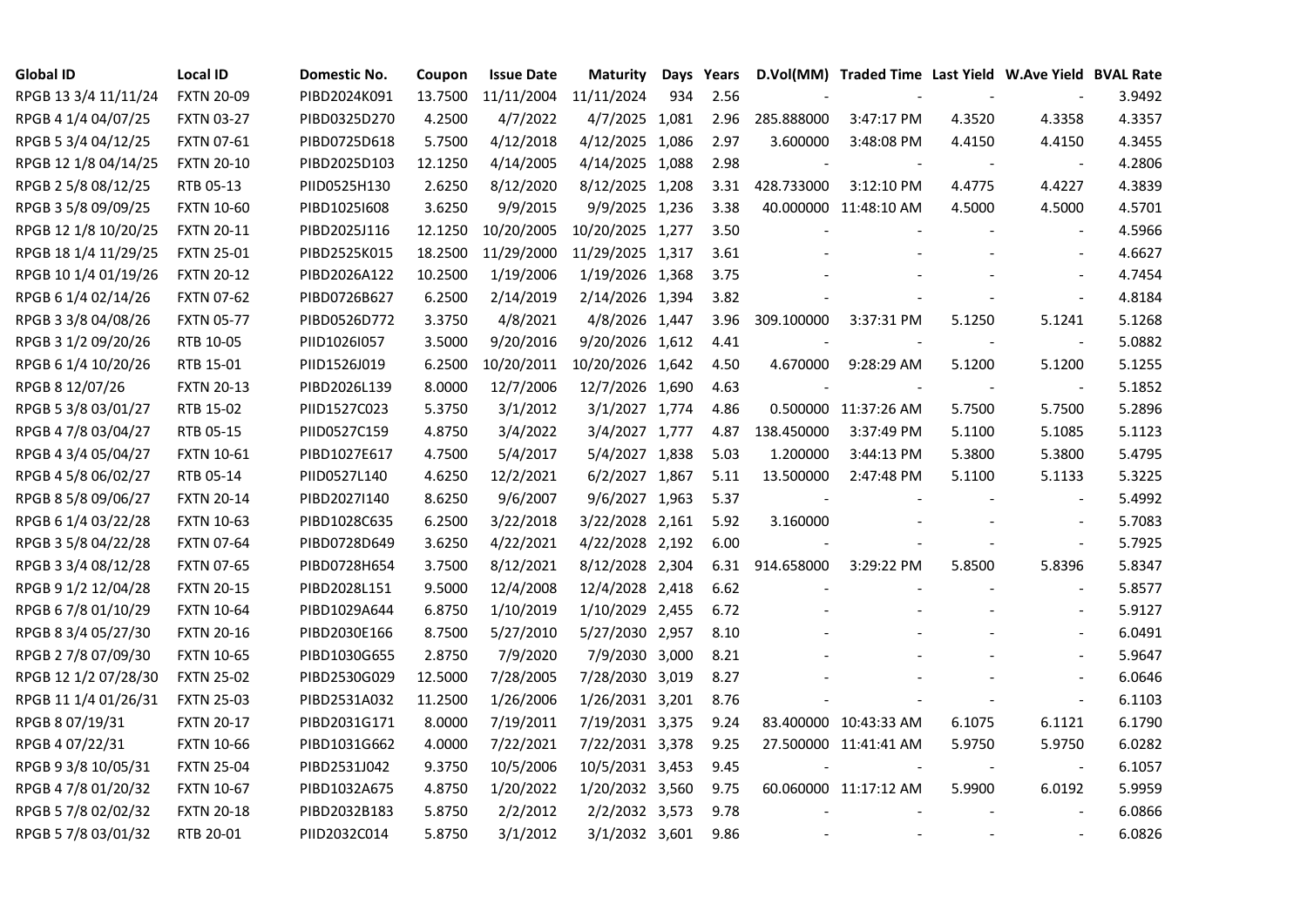| Global ID | Local ID | Domestic No. | Coupon | Issue Date | Maturity | Days | Years | D.Vol(MM) | Traded Time | Last Yield | W.Ave Yield | BVAL Rate |
|---|---|---|---|---|---|---|---|---|---|---|---|---|
| RPGB 13 3/4 11/11/24 | FXTN 20-09 | PIBD2024K091 | 13.7500 | 11/11/2004 | 11/11/2024 | 934 | 2.56 | - | - | - | - | 3.9492 |
| RPGB 4 1/4 04/07/25 | FXTN 03-27 | PIBD0325D270 | 4.2500 | 4/7/2022 | 4/7/2025 | 1,081 | 2.96 | 285.888000 | 3:47:17 PM | 4.3520 | 4.3358 | 4.3357 |
| RPGB 5 3/4 04/12/25 | FXTN 07-61 | PIBD0725D618 | 5.7500 | 4/12/2018 | 4/12/2025 | 1,086 | 2.97 | 3.600000 | 3:48:08 PM | 4.4150 | 4.4150 | 4.3455 |
| RPGB 12 1/8 04/14/25 | FXTN 20-10 | PIBD2025D103 | 12.1250 | 4/14/2005 | 4/14/2025 | 1,088 | 2.98 | - | - | - | - | 4.2806 |
| RPGB 2 5/8 08/12/25 | RTB 05-13 | PIID0525H130 | 2.6250 | 8/12/2020 | 8/12/2025 | 1,208 | 3.31 | 428.733000 | 3:12:10 PM | 4.4775 | 4.4227 | 4.3839 |
| RPGB 3 5/8 09/09/25 | FXTN 10-60 | PIBD1025I608 | 3.6250 | 9/9/2015 | 9/9/2025 | 1,236 | 3.38 | 40.000000 | 11:48:10 AM | 4.5000 | 4.5000 | 4.5701 |
| RPGB 12 1/8 10/20/25 | FXTN 20-11 | PIBD2025J116 | 12.1250 | 10/20/2005 | 10/20/2025 | 1,277 | 3.50 | - | - | - | - | 4.5966 |
| RPGB 18 1/4 11/29/25 | FXTN 25-01 | PIBD2525K015 | 18.2500 | 11/29/2000 | 11/29/2025 | 1,317 | 3.61 | - | - | - | - | 4.6627 |
| RPGB 10 1/4 01/19/26 | FXTN 20-12 | PIBD2026A122 | 10.2500 | 1/19/2006 | 1/19/2026 | 1,368 | 3.75 | - | - | - | - | 4.7454 |
| RPGB 6 1/4 02/14/26 | FXTN 07-62 | PIBD0726B627 | 6.2500 | 2/14/2019 | 2/14/2026 | 1,394 | 3.82 | - | - | - | - | 4.8184 |
| RPGB 3 3/8 04/08/26 | FXTN 05-77 | PIBD0526D772 | 3.3750 | 4/8/2021 | 4/8/2026 | 1,447 | 3.96 | 309.100000 | 3:37:31 PM | 5.1250 | 5.1241 | 5.1268 |
| RPGB 3 1/2 09/20/26 | RTB 10-05 | PIID1026I057 | 3.5000 | 9/20/2016 | 9/20/2026 | 1,612 | 4.41 | - | - | - | - | 5.0882 |
| RPGB 6 1/4 10/20/26 | RTB 15-01 | PIID1526J019 | 6.2500 | 10/20/2011 | 10/20/2026 | 1,642 | 4.50 | 4.670000 | 9:28:29 AM | 5.1200 | 5.1200 | 5.1255 |
| RPGB 8 12/07/26 | FXTN 20-13 | PIBD2026L139 | 8.0000 | 12/7/2006 | 12/7/2026 | 1,690 | 4.63 | - | - | - | - | 5.1852 |
| RPGB 5 3/8 03/01/27 | RTB 15-02 | PIID1527C023 | 5.3750 | 3/1/2012 | 3/1/2027 | 1,774 | 4.86 | 0.500000 | 11:37:26 AM | 5.7500 | 5.7500 | 5.2896 |
| RPGB 4 7/8 03/04/27 | RTB 05-15 | PIID0527C159 | 4.8750 | 3/4/2022 | 3/4/2027 | 1,777 | 4.87 | 138.450000 | 3:37:49 PM | 5.1100 | 5.1085 | 5.1123 |
| RPGB 4 3/4 05/04/27 | FXTN 10-61 | PIBD1027E617 | 4.7500 | 5/4/2017 | 5/4/2027 | 1,838 | 5.03 | 1.200000 | 3:44:13 PM | 5.3800 | 5.3800 | 5.4795 |
| RPGB 4 5/8 06/02/27 | RTB 05-14 | PIID0527L140 | 4.6250 | 12/2/2021 | 6/2/2027 | 1,867 | 5.11 | 13.500000 | 2:47:48 PM | 5.1100 | 5.1133 | 5.3225 |
| RPGB 8 5/8 09/06/27 | FXTN 20-14 | PIBD2027I140 | 8.6250 | 9/6/2007 | 9/6/2027 | 1,963 | 5.37 | - | - | - | - | 5.4992 |
| RPGB 6 1/4 03/22/28 | FXTN 10-63 | PIBD1028C635 | 6.2500 | 3/22/2018 | 3/22/2028 | 2,161 | 5.92 | 3.160000 | - | - | - | 5.7083 |
| RPGB 3 5/8 04/22/28 | FXTN 07-64 | PIBD0728D649 | 3.6250 | 4/22/2021 | 4/22/2028 | 2,192 | 6.00 | - | - | - | - | 5.7925 |
| RPGB 3 3/4 08/12/28 | FXTN 07-65 | PIBD0728H654 | 3.7500 | 8/12/2021 | 8/12/2028 | 2,304 | 6.31 | 914.658000 | 3:29:22 PM | 5.8500 | 5.8396 | 5.8347 |
| RPGB 9 1/2 12/04/28 | FXTN 20-15 | PIBD2028L151 | 9.5000 | 12/4/2008 | 12/4/2028 | 2,418 | 6.62 | - | - | - | - | 5.8577 |
| RPGB 6 7/8 01/10/29 | FXTN 10-64 | PIBD1029A644 | 6.8750 | 1/10/2019 | 1/10/2029 | 2,455 | 6.72 | - | - | - | - | 5.9127 |
| RPGB 8 3/4 05/27/30 | FXTN 20-16 | PIBD2030E166 | 8.7500 | 5/27/2010 | 5/27/2030 | 2,957 | 8.10 | - | - | - | - | 6.0491 |
| RPGB 2 7/8 07/09/30 | FXTN 10-65 | PIBD1030G655 | 2.8750 | 7/9/2020 | 7/9/2030 | 3,000 | 8.21 | - | - | - | - | 5.9647 |
| RPGB 12 1/2 07/28/30 | FXTN 25-02 | PIBD2530G029 | 12.5000 | 7/28/2005 | 7/28/2030 | 3,019 | 8.27 | - | - | - | - | 6.0646 |
| RPGB 11 1/4 01/26/31 | FXTN 25-03 | PIBD2531A032 | 11.2500 | 1/26/2006 | 1/26/2031 | 3,201 | 8.76 | - | - | - | - | 6.1103 |
| RPGB 8 07/19/31 | FXTN 20-17 | PIBD2031G171 | 8.0000 | 7/19/2011 | 7/19/2031 | 3,375 | 9.24 | 83.400000 | 10:43:33 AM | 6.1075 | 6.1121 | 6.1790 |
| RPGB 4 07/22/31 | FXTN 10-66 | PIBD1031G662 | 4.0000 | 7/22/2021 | 7/22/2031 | 3,378 | 9.25 | 27.500000 | 11:41:41 AM | 5.9750 | 5.9750 | 6.0282 |
| RPGB 9 3/8 10/05/31 | FXTN 25-04 | PIBD2531J042 | 9.3750 | 10/5/2006 | 10/5/2031 | 3,453 | 9.45 | - | - | - | - | 6.1057 |
| RPGB 4 7/8 01/20/32 | FXTN 10-67 | PIBD1032A675 | 4.8750 | 1/20/2022 | 1/20/2032 | 3,560 | 9.75 | 60.060000 | 11:17:12 AM | 5.9900 | 6.0192 | 5.9959 |
| RPGB 5 7/8 02/02/32 | FXTN 20-18 | PIBD2032B183 | 5.8750 | 2/2/2012 | 2/2/2032 | 3,573 | 9.78 | - | - | - | - | 6.0866 |
| RPGB 5 7/8 03/01/32 | RTB 20-01 | PIID2032C014 | 5.8750 | 3/1/2012 | 3/1/2032 | 3,601 | 9.86 | - | - | - | - | 6.0826 |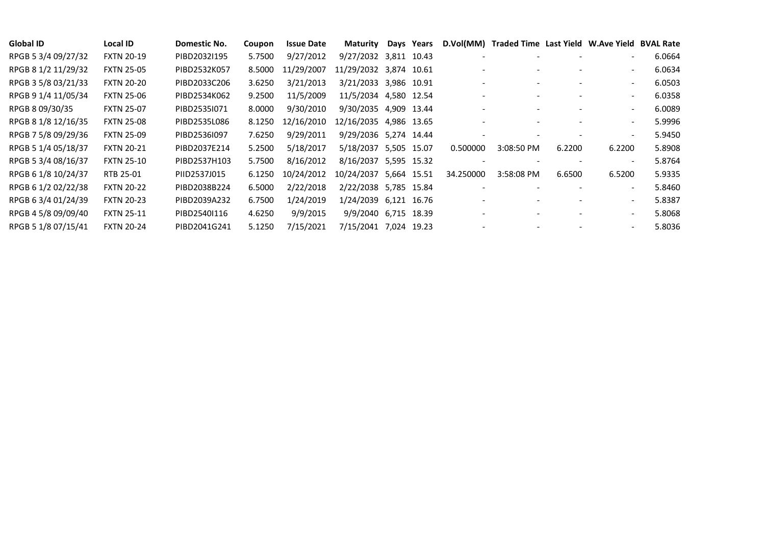| Global ID | Local ID | Domestic No. | Coupon | Issue Date | Maturity | Days | Years | D.Vol(MM) | Traded Time | Last Yield | W.Ave Yield | BVAL Rate |
|---|---|---|---|---|---|---|---|---|---|---|---|---|
| RPGB 5 3/4 09/27/32 | FXTN 20-19 | PIBD2032I195 | 5.7500 | 9/27/2012 | 9/27/2032 | 3,811 | 10.43 | - | - | - | - | 6.0664 |
| RPGB 8 1/2 11/29/32 | FXTN 25-05 | PIBD2532K057 | 8.5000 | 11/29/2007 | 11/29/2032 | 3,874 | 10.61 | - | - | - | - | 6.0634 |
| RPGB 3 5/8 03/21/33 | FXTN 20-20 | PIBD2033C206 | 3.6250 | 3/21/2013 | 3/21/2033 | 3,986 | 10.91 | - | - | - | - | 6.0503 |
| RPGB 9 1/4 11/05/34 | FXTN 25-06 | PIBD2534K062 | 9.2500 | 11/5/2009 | 11/5/2034 | 4,580 | 12.54 | - | - | - | - | 6.0358 |
| RPGB 8 09/30/35 | FXTN 25-07 | PIBD2535I071 | 8.0000 | 9/30/2010 | 9/30/2035 | 4,909 | 13.44 | - | - | - | - | 6.0089 |
| RPGB 8 1/8 12/16/35 | FXTN 25-08 | PIBD2535L086 | 8.1250 | 12/16/2010 | 12/16/2035 | 4,986 | 13.65 | - | - | - | - | 5.9996 |
| RPGB 7 5/8 09/29/36 | FXTN 25-09 | PIBD2536I097 | 7.6250 | 9/29/2011 | 9/29/2036 | 5,274 | 14.44 | - | - | - | - | 5.9450 |
| RPGB 5 1/4 05/18/37 | FXTN 20-21 | PIBD2037E214 | 5.2500 | 5/18/2017 | 5/18/2037 | 5,505 | 15.07 | 0.500000 | 3:08:50 PM | 6.2200 | 6.2200 | 5.8908 |
| RPGB 5 3/4 08/16/37 | FXTN 25-10 | PIBD2537H103 | 5.7500 | 8/16/2012 | 8/16/2037 | 5,595 | 15.32 | - | - | - | - | 5.8764 |
| RPGB 6 1/8 10/24/37 | RTB 25-01 | PIID2537J015 | 6.1250 | 10/24/2012 | 10/24/2037 | 5,664 | 15.51 | 34.250000 | 3:58:08 PM | 6.6500 | 6.5200 | 5.9335 |
| RPGB 6 1/2 02/22/38 | FXTN 20-22 | PIBD2038B224 | 6.5000 | 2/22/2018 | 2/22/2038 | 5,785 | 15.84 | - | - | - | - | 5.8460 |
| RPGB 6 3/4 01/24/39 | FXTN 20-23 | PIBD2039A232 | 6.7500 | 1/24/2019 | 1/24/2039 | 6,121 | 16.76 | - | - | - | - | 5.8387 |
| RPGB 4 5/8 09/09/40 | FXTN 25-11 | PIBD2540I116 | 4.6250 | 9/9/2015 | 9/9/2040 | 6,715 | 18.39 | - | - | - | - | 5.8068 |
| RPGB 5 1/8 07/15/41 | FXTN 20-24 | PIBD2041G241 | 5.1250 | 7/15/2021 | 7/15/2041 | 7,024 | 19.23 | - | - | - | - | 5.8036 |